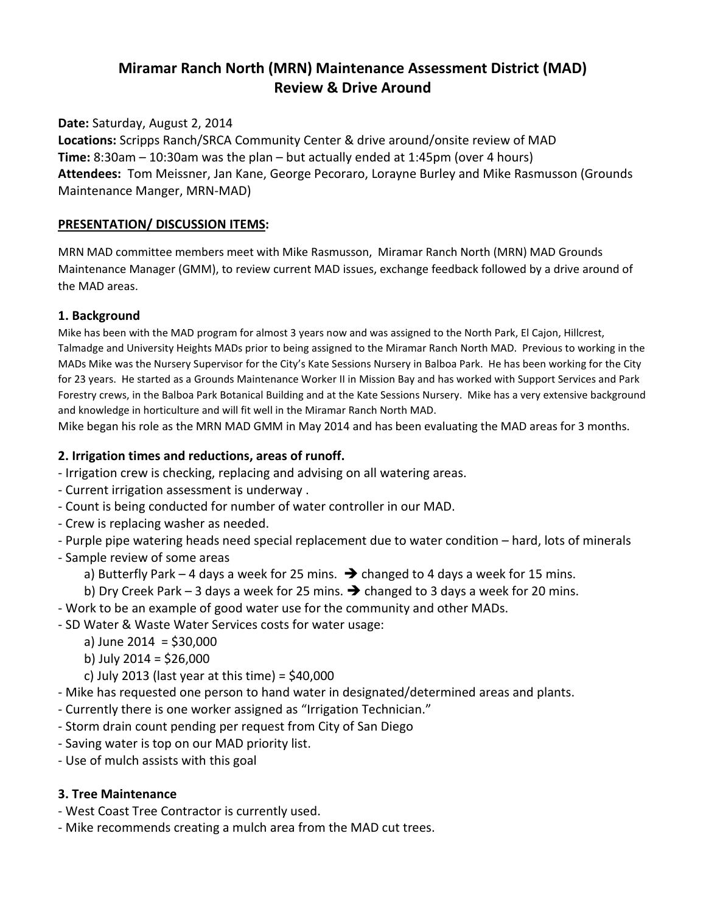# Miramar Ranch North (MRN) Maintenance Assessment District (MAD) Review & Drive Around

**Date:** Saturday, August 2, 2014
**Locations:** Scripps Ranch/SRCA Community Center & drive around/onsite review of MAD
**Time:** 8:30am – 10:30am was the plan – but actually ended at 1:45pm (over 4 hours)
**Attendees:** Tom Meissner, Jan Kane, George Pecoraro, Lorayne Burley and Mike Rasmusson (Grounds Maintenance Manger, MRN-MAD)

## PRESENTATION/ DISCUSSION ITEMS:

MRN MAD committee members meet with Mike Rasmusson, Miramar Ranch North (MRN) MAD Grounds Maintenance Manager (GMM), to review current MAD issues, exchange feedback followed by a drive around of the MAD areas.

### 1. Background

Mike has been with the MAD program for almost 3 years now and was assigned to the North Park, El Cajon, Hillcrest, Talmadge and University Heights MADs prior to being assigned to the Miramar Ranch North MAD. Previous to working in the MADs Mike was the Nursery Supervisor for the City's Kate Sessions Nursery in Balboa Park. He has been working for the City for 23 years. He started as a Grounds Maintenance Worker II in Mission Bay and has worked with Support Services and Park Forestry crews, in the Balboa Park Botanical Building and at the Kate Sessions Nursery. Mike has a very extensive background and knowledge in horticulture and will fit well in the Miramar Ranch North MAD.

Mike began his role as the MRN MAD GMM in May 2014 and has been evaluating the MAD areas for 3 months.

### 2. Irrigation times and reductions, areas of runoff.

- Irrigation crew is checking, replacing and advising on all watering areas.
- Current irrigation assessment is underway .
- Count is being conducted for number of water controller in our MAD.
- Crew is replacing washer as needed.
- Purple pipe watering heads need special replacement due to water condition – hard, lots of minerals
- Sample review of some areas
  - a) Butterfly Park – 4 days a week for 25 mins. ➔ changed to 4 days a week for 15 mins.
  - b) Dry Creek Park – 3 days a week for 25 mins. ➔ changed to 3 days a week for 20 mins.
- Work to be an example of good water use for the community and other MADs.
- SD Water & Waste Water Services costs for water usage:
  - a) June 2014 = $30,000
  - b) July 2014 = $26,000
  - c) July 2013 (last year at this time) = $40,000
- Mike has requested one person to hand water in designated/determined areas and plants.
- Currently there is one worker assigned as "Irrigation Technician."
- Storm drain count pending per request from City of San Diego
- Saving water is top on our MAD priority list.
- Use of mulch assists with this goal

### 3. Tree Maintenance

- West Coast Tree Contractor is currently used.
- Mike recommends creating a mulch area from the MAD cut trees.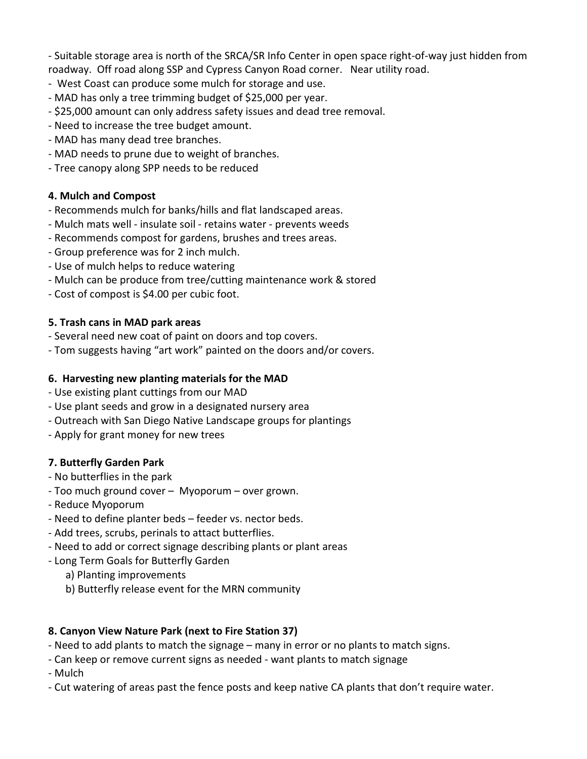- Suitable storage area is north of the SRCA/SR Info Center in open space right-of-way just hidden from roadway. Off road along SSP and Cypress Canyon Road corner. Near utility road.
- West Coast can produce some mulch for storage and use.
- MAD has only a tree trimming budget of $25,000 per year.
- $25,000 amount can only address safety issues and dead tree removal.
- Need to increase the tree budget amount.
- MAD has many dead tree branches.
- MAD needs to prune due to weight of branches.
- Tree canopy along SPP needs to be reduced

**4. Mulch and Compost**

- Recommends mulch for banks/hills and flat landscaped areas.
- Mulch mats well - insulate soil - retains water - prevents weeds
- Recommends compost for gardens, brushes and trees areas.
- Group preference was for 2 inch mulch.
- Use of mulch helps to reduce watering
- Mulch can be produce from tree/cutting maintenance work & stored
- Cost of compost is $4.00 per cubic foot.

**5. Trash cans in MAD park areas**

- Several need new coat of paint on doors and top covers.
- Tom suggests having "art work" painted on the doors and/or covers.

**6. Harvesting new planting materials for the MAD**

- Use existing plant cuttings from our MAD
- Use plant seeds and grow in a designated nursery area
- Outreach with San Diego Native Landscape groups for plantings
- Apply for grant money for new trees

**7. Butterfly Garden Park**

- No butterflies in the park
- Too much ground cover – Myoporum – over grown.
- Reduce Myoporum
- Need to define planter beds – feeder vs. nector beds.
- Add trees, scrubs, perinals to attact butterflies.
- Need to add or correct signage describing plants or plant areas
- Long Term Goals for Butterfly Garden
  a) Planting improvements
  b) Butterfly release event for the MRN community

**8. Canyon View Nature Park (next to Fire Station 37)**

- Need to add plants to match the signage – many in error or no plants to match signs.
- Can keep or remove current signs as needed - want plants to match signage
- Mulch
- Cut watering of areas past the fence posts and keep native CA plants that don't require water.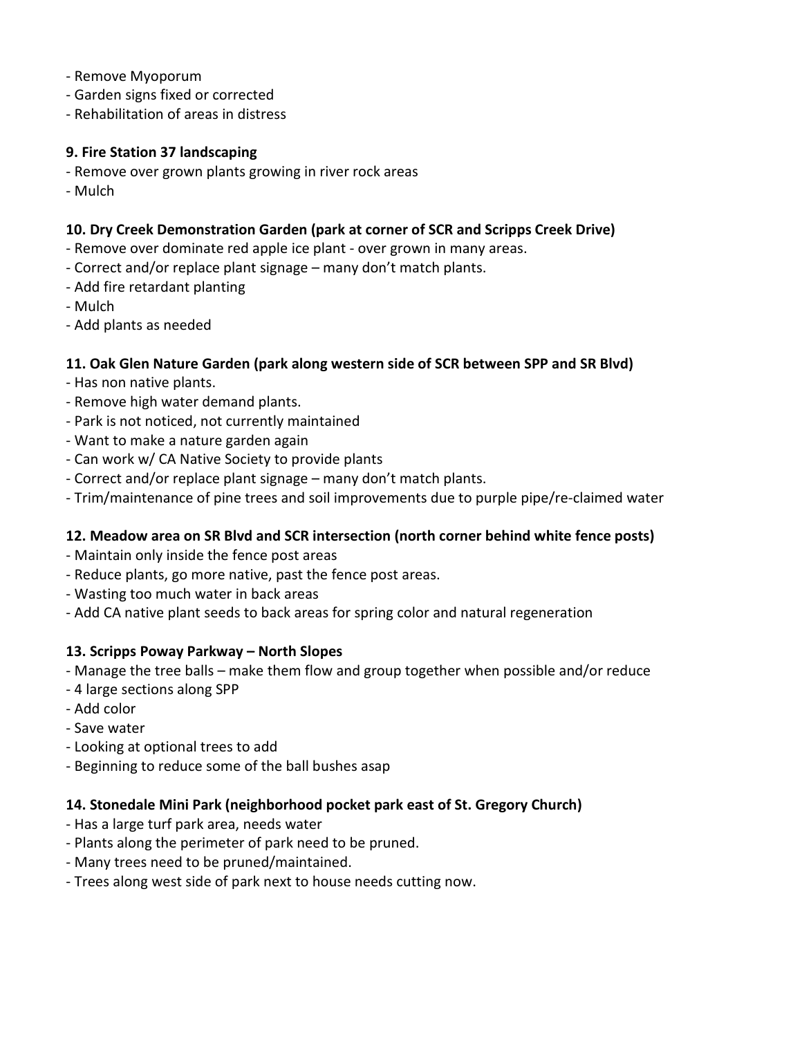- Remove Myoporum
- Garden signs fixed or corrected
- Rehabilitation of areas in distress

**9. Fire Station 37 landscaping**

- Remove over grown plants growing in river rock areas
- Mulch

**10. Dry Creek Demonstration Garden (park at corner of SCR and Scripps Creek Drive)**

- Remove over dominate red apple ice plant - over grown in many areas.
- Correct and/or replace plant signage – many don't match plants.
- Add fire retardant planting
- Mulch
- Add plants as needed

**11. Oak Glen Nature Garden (park along western side of SCR between SPP and SR Blvd)**

- Has non native plants.
- Remove high water demand plants.
- Park is not noticed, not currently maintained
- Want to make a nature garden again
- Can work w/ CA Native Society to provide plants
- Correct and/or replace plant signage – many don't match plants.
- Trim/maintenance of pine trees and soil improvements due to purple pipe/re-claimed water

**12. Meadow area on SR Blvd and SCR intersection (north corner behind white fence posts)**

- Maintain only inside the fence post areas
- Reduce plants, go more native, past the fence post areas.
- Wasting too much water in back areas
- Add CA native plant seeds to back areas for spring color and natural regeneration

**13. Scripps Poway Parkway – North Slopes**

- Manage the tree balls – make them flow and group together when possible and/or reduce
- 4 large sections along SPP
- Add color
- Save water
- Looking at optional trees to add
- Beginning to reduce some of the ball bushes asap

**14. Stonedale Mini Park (neighborhood pocket park east of St. Gregory Church)**

- Has a large turf park area, needs water
- Plants along the perimeter of park need to be pruned.
- Many trees need to be pruned/maintained.
- Trees along west side of park next to house needs cutting now.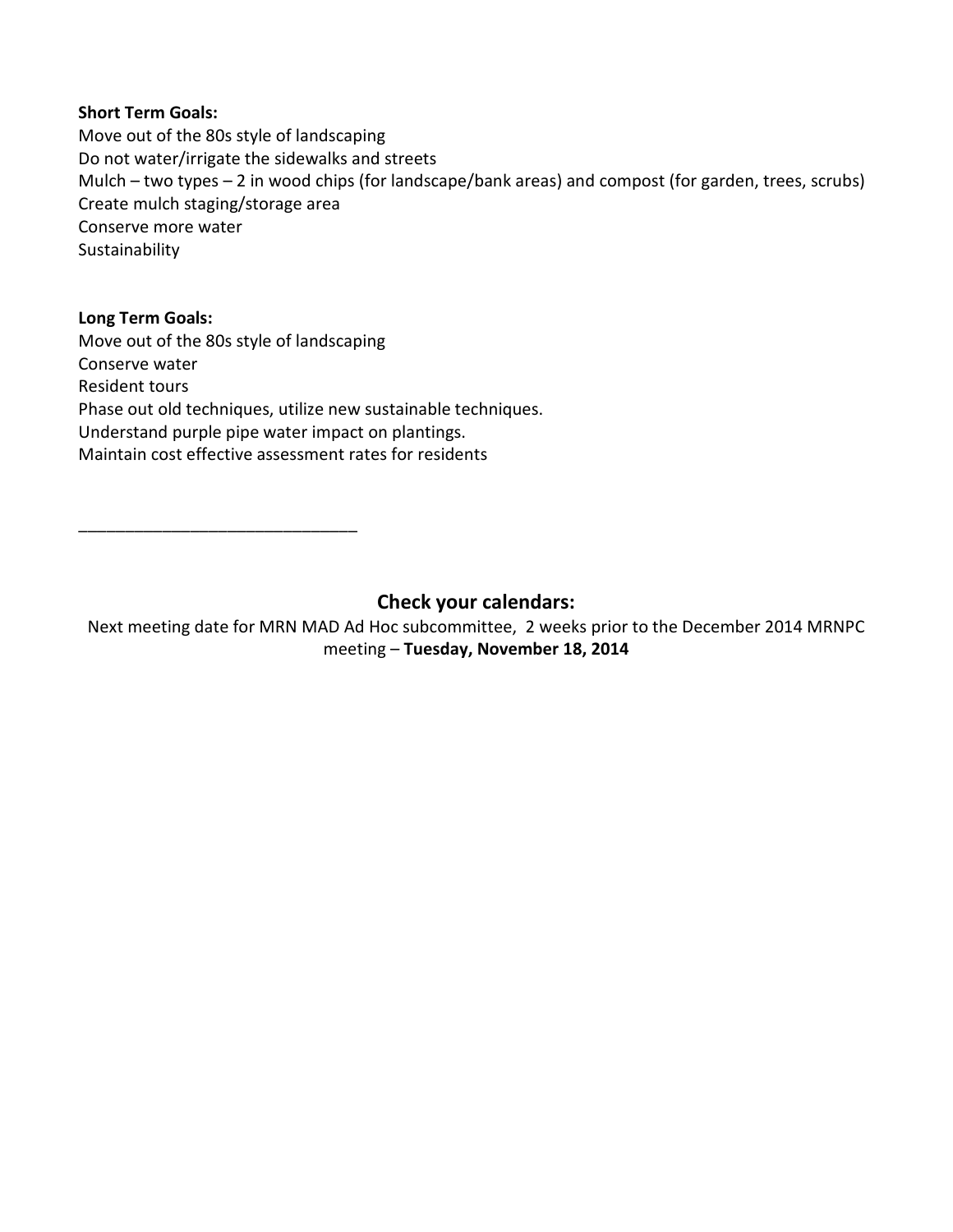**Short Term Goals:**
Move out of the 80s style of landscaping
Do not water/irrigate the sidewalks and streets
Mulch – two types – 2 in wood chips (for landscape/bank areas) and compost (for garden, trees, scrubs)
Create mulch staging/storage area
Conserve more water
Sustainability

**Long Term Goals:**
Move out of the 80s style of landscaping
Conserve water
Resident tours
Phase out old techniques, utilize new sustainable techniques.
Understand purple pipe water impact on plantings.
Maintain cost effective assessment rates for residents

______________________________

## Check your calendars:

Next meeting date for MRN MAD Ad Hoc subcommittee, 2 weeks prior to the December 2014 MRNPC meeting – **Tuesday, November 18, 2014**